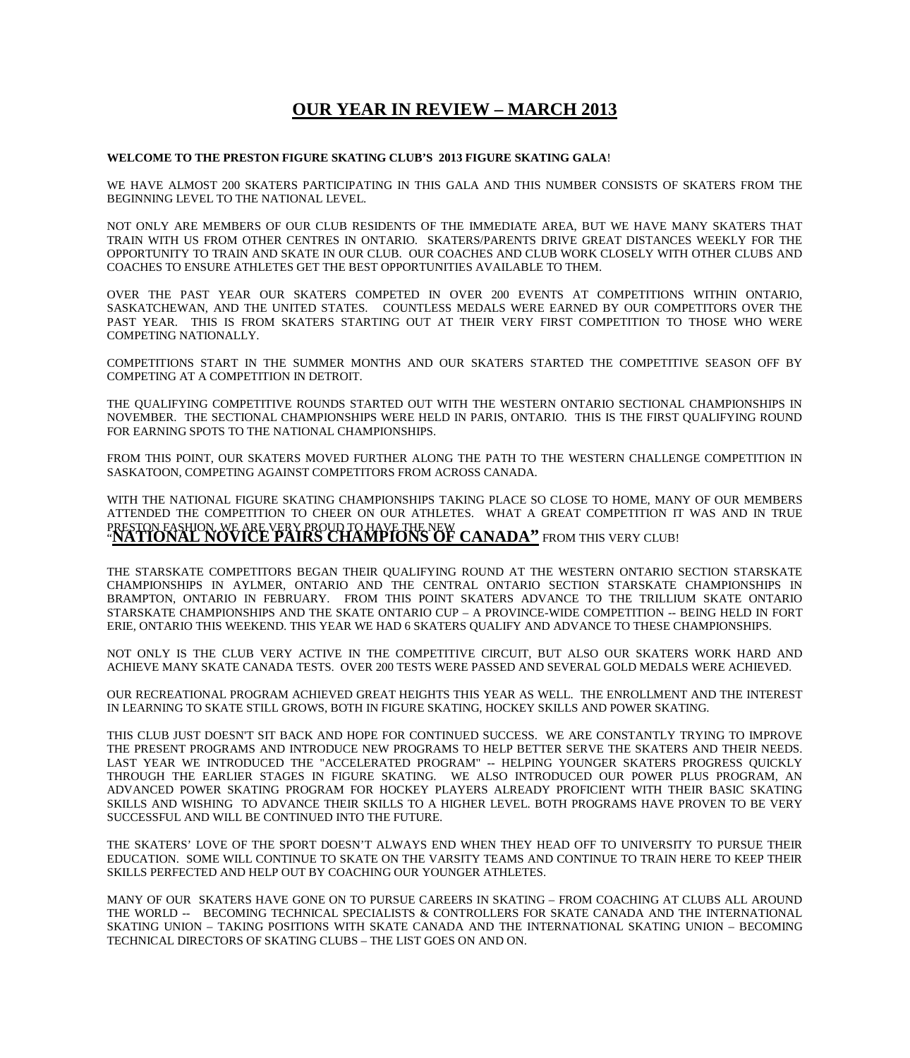# OUR YEAR IN REVIEW – MARCH 2013

**WELCOME TO THE PRESTON FIGURE SKATING CLUB'S 2013 FIGURE SKATING GALA**!

WE HAVE ALMOST 200 SKATERS PARTICIPATING IN THIS GALA AND THIS NUMBER CONSISTS OF SKATERS FROM THE BEGINNING LEVEL TO THE NATIONAL LEVEL.

NOT ONLY ARE MEMBERS OF OUR CLUB RESIDENTS OF THE IMMEDIATE AREA, BUT WE HAVE MANY SKATERS THAT TRAIN WITH US FROM OTHER CENTRES IN ONTARIO. SKATERS/PARENTS DRIVE GREAT DISTANCES WEEKLY FOR THE OPPORTUNITY TO TRAIN AND SKATE IN OUR CLUB. OUR COACHES AND CLUB WORK CLOSELY WITH OTHER CLUBS AND COACHES TO ENSURE ATHLETES GET THE BEST OPPORTUNITIES AVAILABLE TO THEM.

OVER THE PAST YEAR OUR SKATERS COMPETED IN OVER 200 EVENTS AT COMPETITIONS WITHIN ONTARIO, SASKATCHEWAN, AND THE UNITED STATES. COUNTLESS MEDALS WERE EARNED BY OUR COMPETITORS OVER THE PAST YEAR. THIS IS FROM SKATERS STARTING OUT AT THEIR VERY FIRST COMPETITION TO THOSE WHO WERE COMPETING NATIONALLY.

COMPETITIONS START IN THE SUMMER MONTHS AND OUR SKATERS STARTED THE COMPETITIVE SEASON OFF BY COMPETING AT A COMPETITION IN DETROIT.

THE QUALIFYING COMPETITIVE ROUNDS STARTED OUT WITH THE WESTERN ONTARIO SECTIONAL CHAMPIONSHIPS IN NOVEMBER. THE SECTIONAL CHAMPIONSHIPS WERE HELD IN PARIS, ONTARIO. THIS IS THE FIRST QUALIFYING ROUND FOR EARNING SPOTS TO THE NATIONAL CHAMPIONSHIPS.

FROM THIS POINT, OUR SKATERS MOVED FURTHER ALONG THE PATH TO THE WESTERN CHALLENGE COMPETITION IN SASKATOON, COMPETING AGAINST COMPETITORS FROM ACROSS CANADA.

WITH THE NATIONAL FIGURE SKATING CHAMPIONSHIPS TAKING PLACE SO CLOSE TO HOME, MANY OF OUR MEMBERS ATTENDED THE COMPETITION TO CHEER ON OUR ATHLETES. WHAT A GREAT COMPETITION IT WAS AND IN TRUE PRESTON FASHION, WE ARE VERY PROUD TO HAVE THE NEW "**NATIONAL NOVICE PAIRS CHAMPIONS OF CANADA"** FROM THIS VERY CLUB!

THE STARSKATE COMPETITORS BEGAN THEIR QUALIFYING ROUND AT THE WESTERN ONTARIO SECTION STARSKATE CHAMPIONSHIPS IN AYLMER, ONTARIO AND THE CENTRAL ONTARIO SECTION STARSKATE CHAMPIONSHIPS IN BRAMPTON, ONTARIO IN FEBRUARY. FROM THIS POINT SKATERS ADVANCE TO THE TRILLIUM SKATE ONTARIO STARSKATE CHAMPIONSHIPS AND THE SKATE ONTARIO CUP – A PROVINCE-WIDE COMPETITION -- BEING HELD IN FORT ERIE, ONTARIO THIS WEEKEND. THIS YEAR WE HAD 6 SKATERS QUALIFY AND ADVANCE TO THESE CHAMPIONSHIPS.

NOT ONLY IS THE CLUB VERY ACTIVE IN THE COMPETITIVE CIRCUIT, BUT ALSO OUR SKATERS WORK HARD AND ACHIEVE MANY SKATE CANADA TESTS. OVER 200 TESTS WERE PASSED AND SEVERAL GOLD MEDALS WERE ACHIEVED.

OUR RECREATIONAL PROGRAM ACHIEVED GREAT HEIGHTS THIS YEAR AS WELL. THE ENROLLMENT AND THE INTEREST IN LEARNING TO SKATE STILL GROWS, BOTH IN FIGURE SKATING, HOCKEY SKILLS AND POWER SKATING.

THIS CLUB JUST DOESN'T SIT BACK AND HOPE FOR CONTINUED SUCCESS. WE ARE CONSTANTLY TRYING TO IMPROVE THE PRESENT PROGRAMS AND INTRODUCE NEW PROGRAMS TO HELP BETTER SERVE THE SKATERS AND THEIR NEEDS. LAST YEAR WE INTRODUCED THE "ACCELERATED PROGRAM" -- HELPING YOUNGER SKATERS PROGRESS QUICKLY THROUGH THE EARLIER STAGES IN FIGURE SKATING. WE ALSO INTRODUCED OUR POWER PLUS PROGRAM, AN ADVANCED POWER SKATING PROGRAM FOR HOCKEY PLAYERS ALREADY PROFICIENT WITH THEIR BASIC SKATING SKILLS AND WISHING TO ADVANCE THEIR SKILLS TO A HIGHER LEVEL. BOTH PROGRAMS HAVE PROVEN TO BE VERY SUCCESSFUL AND WILL BE CONTINUED INTO THE FUTURE.

THE SKATERS' LOVE OF THE SPORT DOESN'T ALWAYS END WHEN THEY HEAD OFF TO UNIVERSITY TO PURSUE THEIR EDUCATION. SOME WILL CONTINUE TO SKATE ON THE VARSITY TEAMS AND CONTINUE TO TRAIN HERE TO KEEP THEIR SKILLS PERFECTED AND HELP OUT BY COACHING OUR YOUNGER ATHLETES.

MANY OF OUR SKATERS HAVE GONE ON TO PURSUE CAREERS IN SKATING – FROM COACHING AT CLUBS ALL AROUND THE WORLD -- BECOMING TECHNICAL SPECIALISTS & CONTROLLERS FOR SKATE CANADA AND THE INTERNATIONAL SKATING UNION – TAKING POSITIONS WITH SKATE CANADA AND THE INTERNATIONAL SKATING UNION – BECOMING TECHNICAL DIRECTORS OF SKATING CLUBS – THE LIST GOES ON AND ON.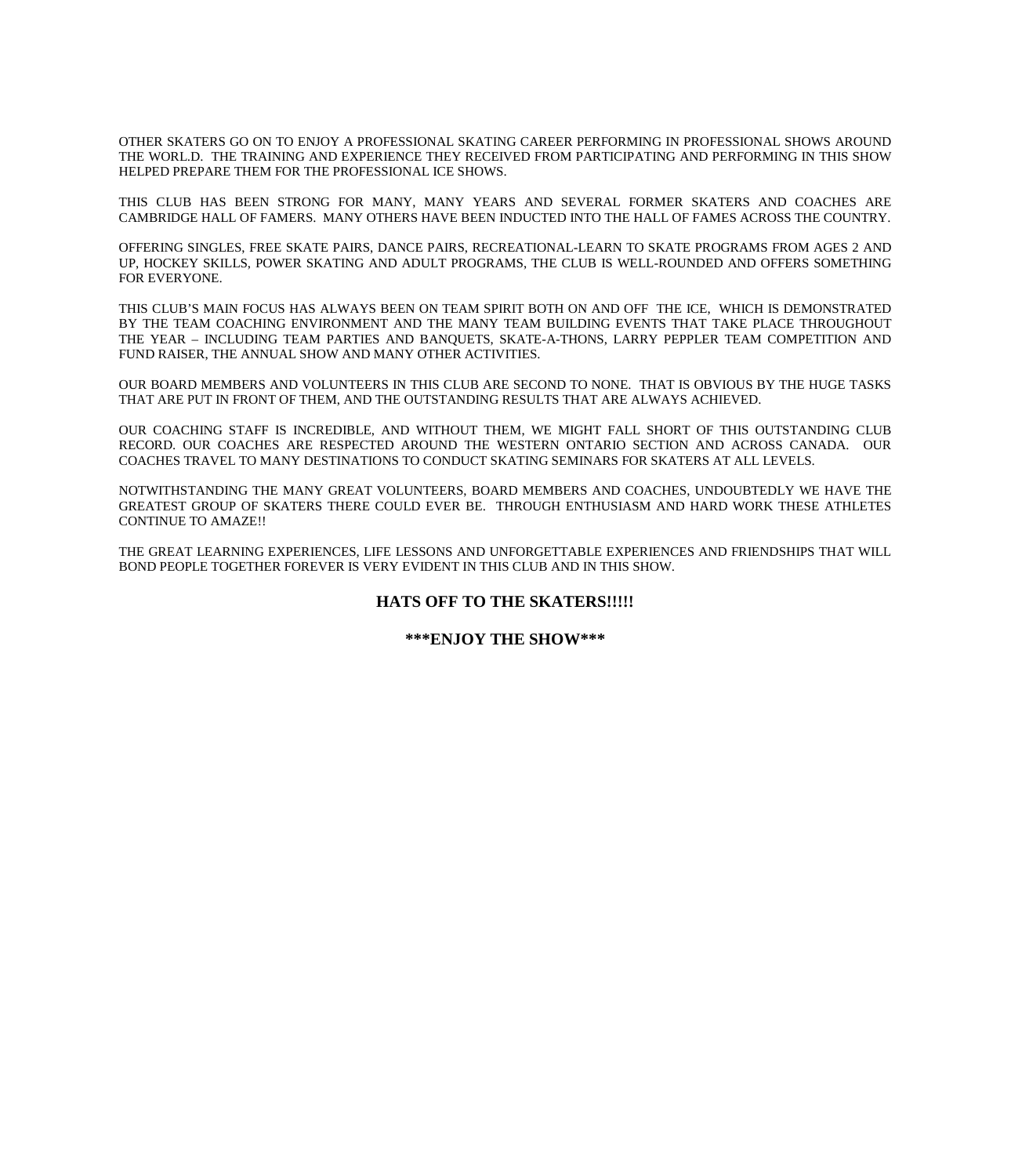OTHER SKATERS GO ON TO ENJOY A PROFESSIONAL SKATING CAREER PERFORMING IN PROFESSIONAL SHOWS AROUND THE WORL.D. THE TRAINING AND EXPERIENCE THEY RECEIVED FROM PARTICIPATING AND PERFORMING IN THIS SHOW HELPED PREPARE THEM FOR THE PROFESSIONAL ICE SHOWS.

THIS CLUB HAS BEEN STRONG FOR MANY, MANY YEARS AND SEVERAL FORMER SKATERS AND COACHES ARE CAMBRIDGE HALL OF FAMERS. MANY OTHERS HAVE BEEN INDUCTED INTO THE HALL OF FAMES ACROSS THE COUNTRY.

OFFERING SINGLES, FREE SKATE PAIRS, DANCE PAIRS, RECREATIONAL-LEARN TO SKATE PROGRAMS FROM AGES 2 AND UP, HOCKEY SKILLS, POWER SKATING AND ADULT PROGRAMS, THE CLUB IS WELL-ROUNDED AND OFFERS SOMETHING FOR EVERYONE.

THIS CLUB'S MAIN FOCUS HAS ALWAYS BEEN ON TEAM SPIRIT BOTH ON AND OFF THE ICE, WHICH IS DEMONSTRATED BY THE TEAM COACHING ENVIRONMENT AND THE MANY TEAM BUILDING EVENTS THAT TAKE PLACE THROUGHOUT THE YEAR – INCLUDING TEAM PARTIES AND BANQUETS, SKATE-A-THONS, LARRY PEPPLER TEAM COMPETITION AND FUND RAISER, THE ANNUAL SHOW AND MANY OTHER ACTIVITIES.

OUR BOARD MEMBERS AND VOLUNTEERS IN THIS CLUB ARE SECOND TO NONE. THAT IS OBVIOUS BY THE HUGE TASKS THAT ARE PUT IN FRONT OF THEM, AND THE OUTSTANDING RESULTS THAT ARE ALWAYS ACHIEVED.

OUR COACHING STAFF IS INCREDIBLE, AND WITHOUT THEM, WE MIGHT FALL SHORT OF THIS OUTSTANDING CLUB RECORD. OUR COACHES ARE RESPECTED AROUND THE WESTERN ONTARIO SECTION AND ACROSS CANADA. OUR COACHES TRAVEL TO MANY DESTINATIONS TO CONDUCT SKATING SEMINARS FOR SKATERS AT ALL LEVELS.

NOTWITHSTANDING THE MANY GREAT VOLUNTEERS, BOARD MEMBERS AND COACHES, UNDOUBTEDLY WE HAVE THE GREATEST GROUP OF SKATERS THERE COULD EVER BE. THROUGH ENTHUSIASM AND HARD WORK THESE ATHLETES CONTINUE TO AMAZE!!

THE GREAT LEARNING EXPERIENCES, LIFE LESSONS AND UNFORGETTABLE EXPERIENCES AND FRIENDSHIPS THAT WILL BOND PEOPLE TOGETHER FOREVER IS VERY EVIDENT IN THIS CLUB AND IN THIS SHOW.

**HATS OFF TO THE SKATERS!!!!!**

**\*\*\*ENJOY THE SHOW\*\*\***